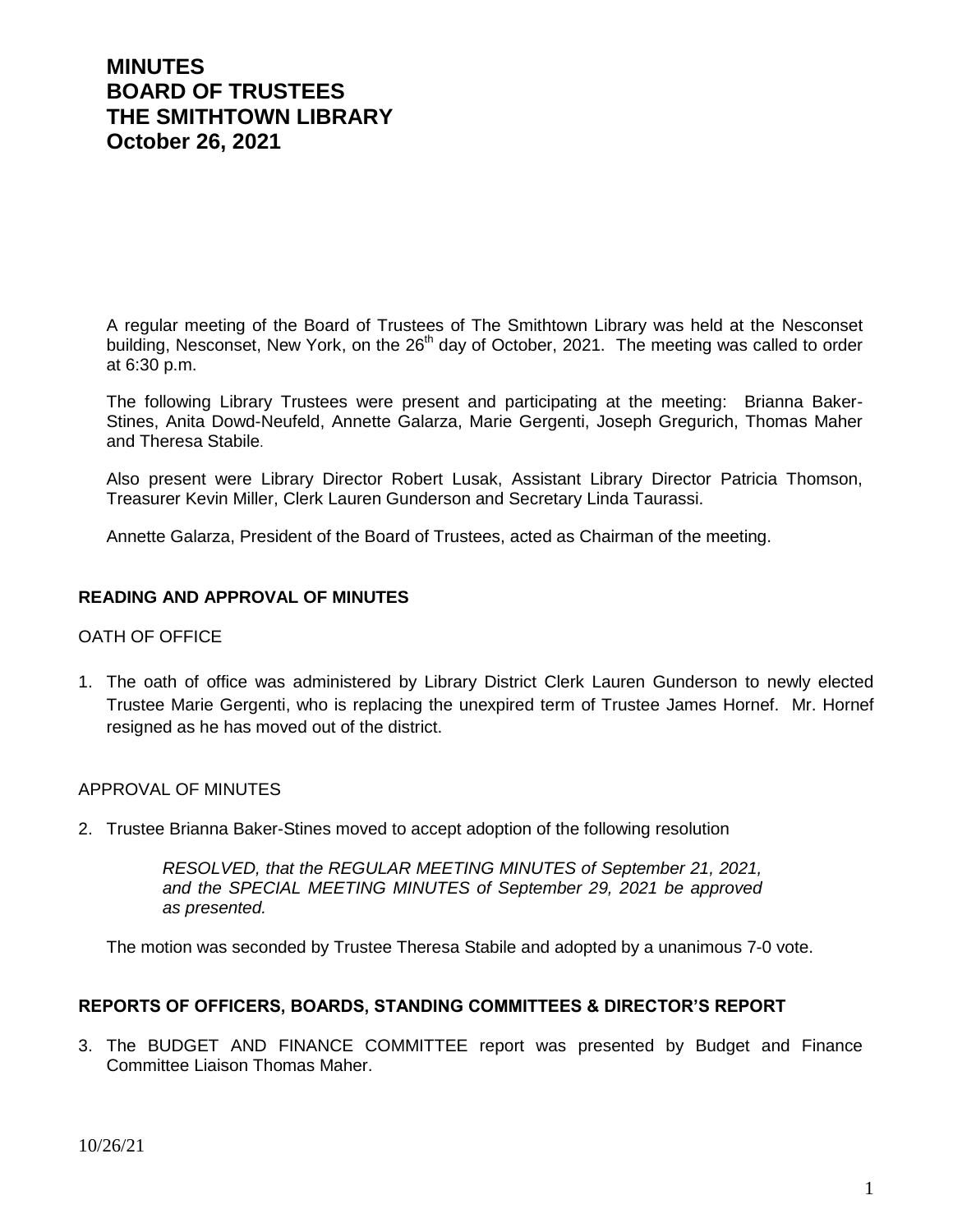# MINUTES
# BOARD OF TRUSTEES
# THE SMITHTOWN LIBRARY
# October 26, 2021

A regular meeting of the Board of Trustees of The Smithtown Library was held at the Nesconset building, Nesconset, New York, on the 26th day of October, 2021. The meeting was called to order at 6:30 p.m.

The following Library Trustees were present and participating at the meeting: Brianna Baker-Stines, Anita Dowd-Neufeld, Annette Galarza, Marie Gergenti, Joseph Gregurich, Thomas Maher and Theresa Stabile.

Also present were Library Director Robert Lusak, Assistant Library Director Patricia Thomson, Treasurer Kevin Miller, Clerk Lauren Gunderson and Secretary Linda Taurassi.

Annette Galarza, President of the Board of Trustees, acted as Chairman of the meeting.

## READING AND APPROVAL OF MINUTES

OATH OF OFFICE

1. The oath of office was administered by Library District Clerk Lauren Gunderson to newly elected Trustee Marie Gergenti, who is replacing the unexpired term of Trustee James Hornef. Mr. Hornef resigned as he has moved out of the district.

APPROVAL OF MINUTES

2. Trustee Brianna Baker-Stines moved to accept adoption of the following resolution

   *RESOLVED, that the REGULAR MEETING MINUTES of September 21, 2021, and the SPECIAL MEETING MINUTES of September 29, 2021 be approved as presented.*

   The motion was seconded by Trustee Theresa Stabile and adopted by a unanimous 7-0 vote.

## REPORTS OF OFFICERS, BOARDS, STANDING COMMITTEES & DIRECTOR'S REPORT

3. The BUDGET AND FINANCE COMMITTEE report was presented by Budget and Finance Committee Liaison Thomas Maher.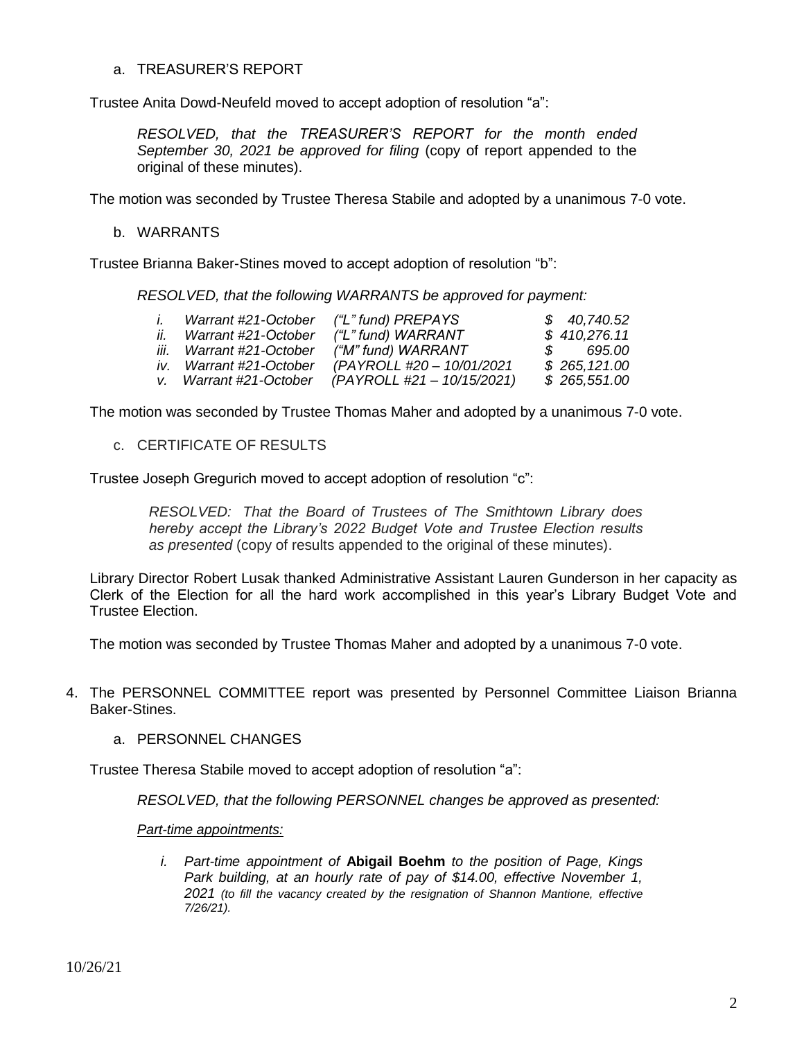a. TREASURER'S REPORT

Trustee Anita Dowd-Neufeld moved to accept adoption of resolution "a":

> *RESOLVED, that the TREASURER'S REPORT for the month ended September 30, 2021 be approved for filing* (copy of report appended to the original of these minutes).

The motion was seconded by Trustee Theresa Stabile and adopted by a unanimous 7-0 vote.

b. WARRANTS

Trustee Brianna Baker-Stines moved to accept adoption of resolution "b":

> *RESOLVED, that the following WARRANTS be approved for payment:*

| | | | |
|---|---|---|---|
| *i.* | *Warrant #21-October* | *("L" fund) PREPAYS* | *$ 40,740.52* |
| *ii.* | *Warrant #21-October* | *("L" fund) WARRANT* | *$ 410,276.11* |
| *iii.* | *Warrant #21-October* | *("M" fund) WARRANT* | *$ 695.00* |
| *iv.* | *Warrant #21-October* | *(PAYROLL #20 – 10/01/2021* | *$ 265,121.00* |
| *v.* | *Warrant #21-October* | *(PAYROLL #21 – 10/15/2021)* | *$ 265,551.00* |

The motion was seconded by Trustee Thomas Maher and adopted by a unanimous 7-0 vote.

c. CERTIFICATE OF RESULTS

Trustee Joseph Gregurich moved to accept adoption of resolution "c":

> *RESOLVED: That the Board of Trustees of The Smithtown Library does hereby accept the Library's 2022 Budget Vote and Trustee Election results as presented* (copy of results appended to the original of these minutes).

Library Director Robert Lusak thanked Administrative Assistant Lauren Gunderson in her capacity as Clerk of the Election for all the hard work accomplished in this year's Library Budget Vote and Trustee Election.

The motion was seconded by Trustee Thomas Maher and adopted by a unanimous 7-0 vote.

4. The PERSONNEL COMMITTEE report was presented by Personnel Committee Liaison Brianna Baker-Stines.

a. PERSONNEL CHANGES

Trustee Theresa Stabile moved to accept adoption of resolution "a":

> *RESOLVED, that the following PERSONNEL changes be approved as presented:*
>
> *Part-time appointments:*
>
> *i. Part-time appointment of* **Abigail Boehm** *to the position of Page, Kings Park building, at an hourly rate of pay of $14.00, effective November 1, 2021 (to fill the vacancy created by the resignation of Shannon Mantione, effective 7/26/21).*

10/26/21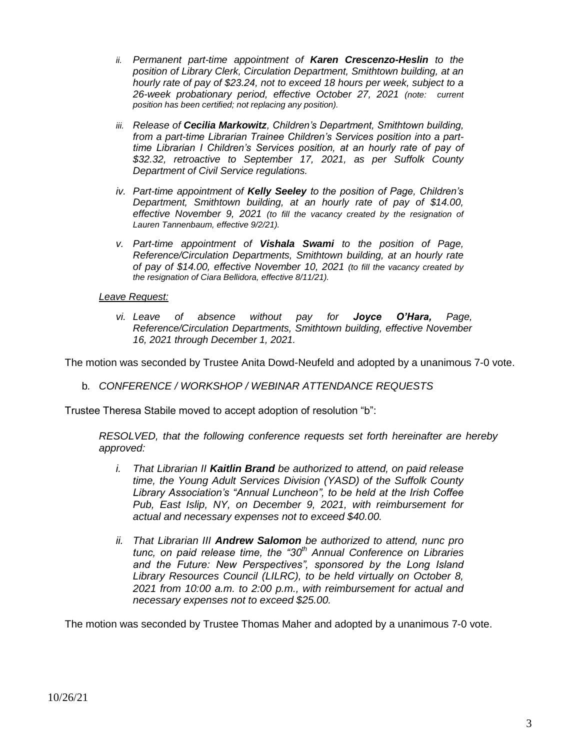*ii. Permanent part-time appointment of **Karen Crescenzo-Heslin** to the position of Library Clerk, Circulation Department, Smithtown building, at an hourly rate of pay of $23.24, not to exceed 18 hours per week, subject to a 26-week probationary period, effective October 27, 2021 (note: current position has been certified; not replacing any position).*

*iii. Release of **Cecilia Markowitz**, Children's Department, Smithtown building, from a part-time Librarian Trainee Children's Services position into a part-time Librarian I Children's Services position, at an hourly rate of pay of $32.32, retroactive to September 17, 2021, as per Suffolk County Department of Civil Service regulations.*

*iv. Part-time appointment of **Kelly Seeley** to the position of Page, Children's Department, Smithtown building, at an hourly rate of pay of $14.00, effective November 9, 2021 (to fill the vacancy created by the resignation of Lauren Tannenbaum, effective 9/2/21).*

*v. Part-time appointment of **Vishala Swami** to the position of Page, Reference/Circulation Departments, Smithtown building, at an hourly rate of pay of $14.00, effective November 10, 2021 (to fill the vacancy created by the resignation of Ciara Bellidora, effective 8/11/21).*

*<u>Leave Request:</u>*

*vi. Leave of absence without pay for **Joyce O'Hara,** Page, Reference/Circulation Departments, Smithtown building, effective November 16, 2021 through December 1, 2021.*

The motion was seconded by Trustee Anita Dowd-Neufeld and adopted by a unanimous 7-0 vote.

b. *CONFERENCE / WORKSHOP / WEBINAR ATTENDANCE REQUESTS*

Trustee Theresa Stabile moved to accept adoption of resolution "b":

*RESOLVED, that the following conference requests set forth hereinafter are hereby approved:*

*i. That Librarian II **Kaitlin Brand** be authorized to attend, on paid release time, the Young Adult Services Division (YASD) of the Suffolk County Library Association's "Annual Luncheon", to be held at the Irish Coffee Pub, East Islip, NY, on December 9, 2021, with reimbursement for actual and necessary expenses not to exceed $40.00.*

*ii. That Librarian III **Andrew Salomon** be authorized to attend, nunc pro tunc, on paid release time, the "30th Annual Conference on Libraries and the Future: New Perspectives", sponsored by the Long Island Library Resources Council (LILRC), to be held virtually on October 8, 2021 from 10:00 a.m. to 2:00 p.m., with reimbursement for actual and necessary expenses not to exceed $25.00.*

The motion was seconded by Trustee Thomas Maher and adopted by a unanimous 7-0 vote.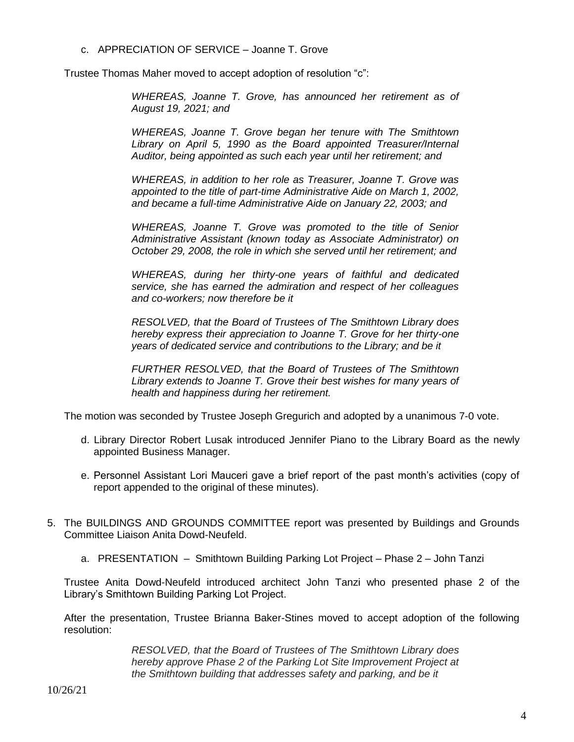c. APPRECIATION OF SERVICE – Joanne T. Grove

Trustee Thomas Maher moved to accept adoption of resolution "c":

> *WHEREAS, Joanne T. Grove, has announced her retirement as of August 19, 2021; and*
>
> *WHEREAS, Joanne T. Grove began her tenure with The Smithtown Library on April 5, 1990 as the Board appointed Treasurer/Internal Auditor, being appointed as such each year until her retirement; and*
>
> *WHEREAS, in addition to her role as Treasurer, Joanne T. Grove was appointed to the title of part-time Administrative Aide on March 1, 2002, and became a full-time Administrative Aide on January 22, 2003; and*
>
> *WHEREAS, Joanne T. Grove was promoted to the title of Senior Administrative Assistant (known today as Associate Administrator) on October 29, 2008, the role in which she served until her retirement; and*
>
> *WHEREAS, during her thirty-one years of faithful and dedicated service, she has earned the admiration and respect of her colleagues and co-workers; now therefore be it*
>
> *RESOLVED, that the Board of Trustees of The Smithtown Library does hereby express their appreciation to Joanne T. Grove for her thirty-one years of dedicated service and contributions to the Library; and be it*
>
> *FURTHER RESOLVED, that the Board of Trustees of The Smithtown Library extends to Joanne T. Grove their best wishes for many years of health and happiness during her retirement.*

The motion was seconded by Trustee Joseph Gregurich and adopted by a unanimous 7-0 vote.

d. Library Director Robert Lusak introduced Jennifer Piano to the Library Board as the newly appointed Business Manager.

e. Personnel Assistant Lori Mauceri gave a brief report of the past month's activities (copy of report appended to the original of these minutes).

5. The BUILDINGS AND GROUNDS COMMITTEE report was presented by Buildings and Grounds Committee Liaison Anita Dowd-Neufeld.

   a. PRESENTATION – Smithtown Building Parking Lot Project – Phase 2 – John Tanzi

Trustee Anita Dowd-Neufeld introduced architect John Tanzi who presented phase 2 of the Library's Smithtown Building Parking Lot Project.

After the presentation, Trustee Brianna Baker-Stines moved to accept adoption of the following resolution:

> *RESOLVED, that the Board of Trustees of The Smithtown Library does hereby approve Phase 2 of the Parking Lot Site Improvement Project at the Smithtown building that addresses safety and parking, and be it*

10/26/21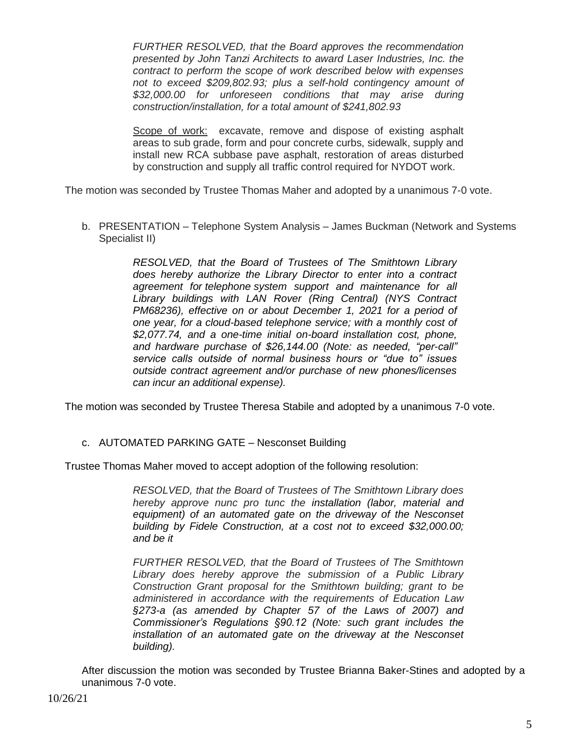*FURTHER RESOLVED, that the Board approves the recommendation presented by John Tanzi Architects to award Laser Industries, Inc. the contract to perform the scope of work described below with expenses not to exceed $209,802.93; plus a self-hold contingency amount of $32,000.00 for unforeseen conditions that may arise during construction/installation, for a total amount of $241,802.93*

Scope of work: excavate, remove and dispose of existing asphalt areas to sub grade, form and pour concrete curbs, sidewalk, supply and install new RCA subbase pave asphalt, restoration of areas disturbed by construction and supply all traffic control required for NYDOT work.

The motion was seconded by Trustee Thomas Maher and adopted by a unanimous 7-0 vote.

b. PRESENTATION – Telephone System Analysis – James Buckman (Network and Systems Specialist II)

*RESOLVED, that the Board of Trustees of The Smithtown Library does hereby authorize the Library Director to enter into a contract agreement for telephone system support and maintenance for all Library buildings with LAN Rover (Ring Central) (NYS Contract PM68236), effective on or about December 1, 2021 for a period of one year, for a cloud-based telephone service; with a monthly cost of $2,077.74, and a one-time initial on-board installation cost, phone, and hardware purchase of $26,144.00 (Note: as needed, "per-call" service calls outside of normal business hours or "due to" issues outside contract agreement and/or purchase of new phones/licenses can incur an additional expense).*

The motion was seconded by Trustee Theresa Stabile and adopted by a unanimous 7-0 vote.

c. AUTOMATED PARKING GATE – Nesconset Building

Trustee Thomas Maher moved to accept adoption of the following resolution:

*RESOLVED, that the Board of Trustees of The Smithtown Library does hereby approve nunc pro tunc the installation (labor, material and equipment) of an automated gate on the driveway of the Nesconset building by Fidele Construction, at a cost not to exceed $32,000.00; and be it*

*FURTHER RESOLVED, that the Board of Trustees of The Smithtown Library does hereby approve the submission of a Public Library Construction Grant proposal for the Smithtown building; grant to be administered in accordance with the requirements of Education Law §273-a (as amended by Chapter 57 of the Laws of 2007) and Commissioner's Regulations §90.12 (Note: such grant includes the installation of an automated gate on the driveway at the Nesconset building).*

After discussion the motion was seconded by Trustee Brianna Baker-Stines and adopted by a unanimous 7-0 vote.

10/26/21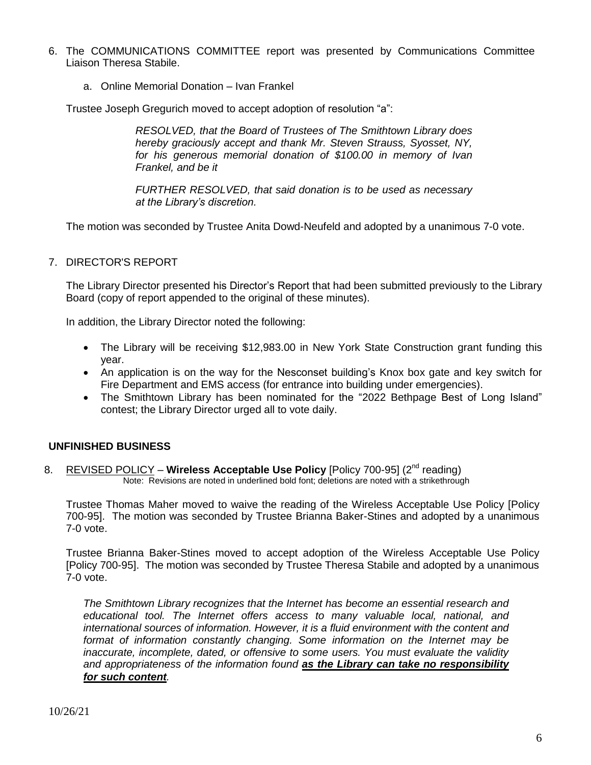6. The COMMUNICATIONS COMMITTEE report was presented by Communications Committee Liaison Theresa Stabile.

   a. Online Memorial Donation – Ivan Frankel

   Trustee Joseph Gregurich moved to accept adoption of resolution "a":

   > *RESOLVED, that the Board of Trustees of The Smithtown Library does hereby graciously accept and thank Mr. Steven Strauss, Syosset, NY, for his generous memorial donation of $100.00 in memory of Ivan Frankel, and be it*
   >
   > *FURTHER RESOLVED, that said donation is to be used as necessary at the Library's discretion.*

   The motion was seconded by Trustee Anita Dowd-Neufeld and adopted by a unanimous 7-0 vote.

7. DIRECTOR'S REPORT

   The Library Director presented his Director's Report that had been submitted previously to the Library Board (copy of report appended to the original of these minutes).

   In addition, the Library Director noted the following:

   - The Library will be receiving $12,983.00 in New York State Construction grant funding this year.
   - An application is on the way for the Nesconset building's Knox box gate and key switch for Fire Department and EMS access (for entrance into building under emergencies).
   - The Smithtown Library has been nominated for the "2022 Bethpage Best of Long Island" contest; the Library Director urged all to vote daily.

## UNFINISHED BUSINESS

8. REVISED POLICY – **Wireless Acceptable Use Policy** [Policy 700-95] (2nd reading)
   Note: Revisions are noted in underlined bold font; deletions are noted with a strikethrough

   Trustee Thomas Maher moved to waive the reading of the Wireless Acceptable Use Policy [Policy 700-95]. The motion was seconded by Trustee Brianna Baker-Stines and adopted by a unanimous 7-0 vote.

   Trustee Brianna Baker-Stines moved to accept adoption of the Wireless Acceptable Use Policy [Policy 700-95]. The motion was seconded by Trustee Theresa Stabile and adopted by a unanimous 7-0 vote.

   *The Smithtown Library recognizes that the Internet has become an essential research and educational tool. The Internet offers access to many valuable local, national, and international sources of information. However, it is a fluid environment with the content and format of information constantly changing. Some information on the Internet may be inaccurate, incomplete, dated, or offensive to some users. You must evaluate the validity and appropriateness of the information found* <u>***as the Library can take no responsibility for such content***</u>*.*

10/26/21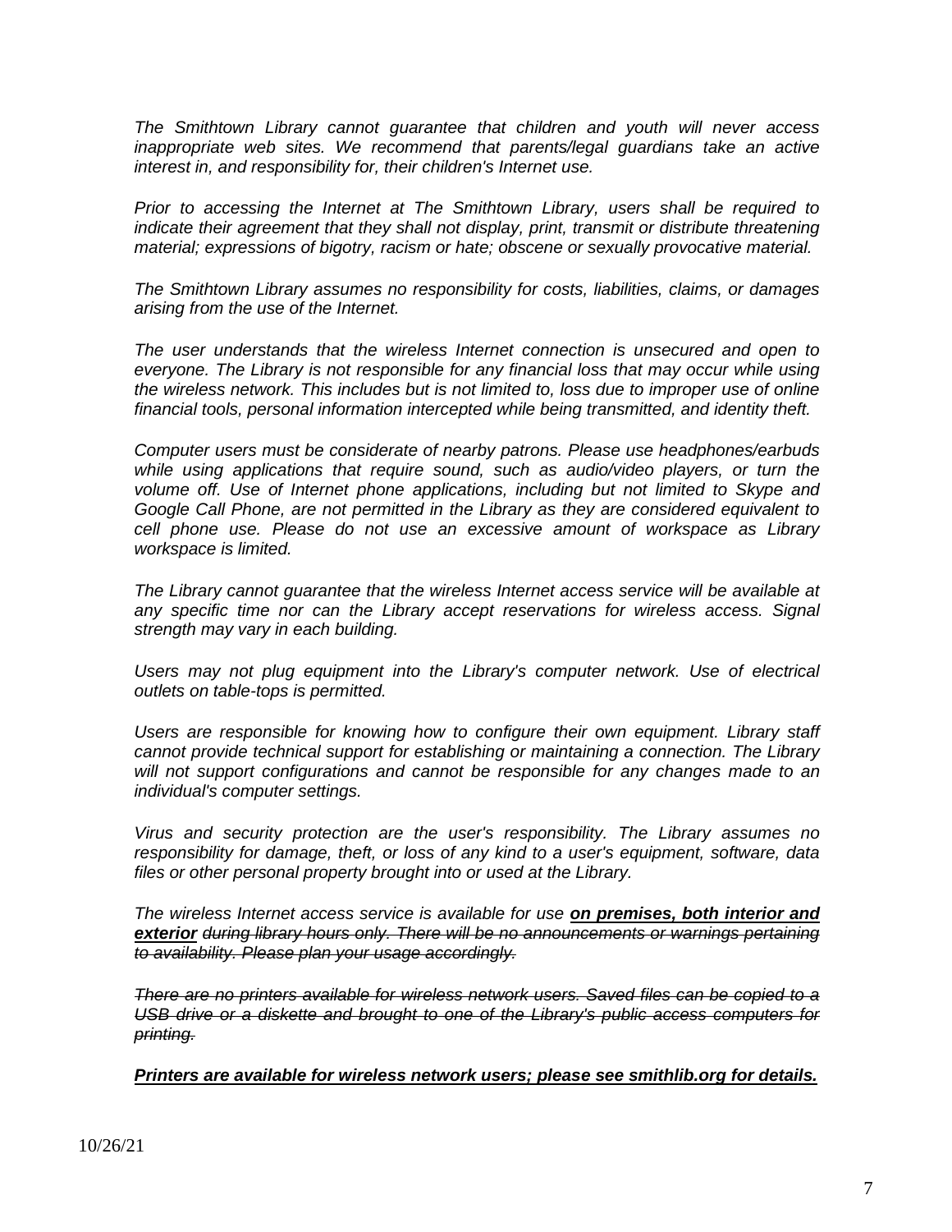*The Smithtown Library cannot guarantee that children and youth will never access inappropriate web sites. We recommend that parents/legal guardians take an active interest in, and responsibility for, their children's Internet use.*

*Prior to accessing the Internet at The Smithtown Library, users shall be required to indicate their agreement that they shall not display, print, transmit or distribute threatening material; expressions of bigotry, racism or hate; obscene or sexually provocative material.*

*The Smithtown Library assumes no responsibility for costs, liabilities, claims, or damages arising from the use of the Internet.*

*The user understands that the wireless Internet connection is unsecured and open to everyone. The Library is not responsible for any financial loss that may occur while using the wireless network. This includes but is not limited to, loss due to improper use of online financial tools, personal information intercepted while being transmitted, and identity theft.*

*Computer users must be considerate of nearby patrons. Please use headphones/earbuds while using applications that require sound, such as audio/video players, or turn the volume off. Use of Internet phone applications, including but not limited to Skype and Google Call Phone, are not permitted in the Library as they are considered equivalent to cell phone use. Please do not use an excessive amount of workspace as Library workspace is limited.*

*The Library cannot guarantee that the wireless Internet access service will be available at any specific time nor can the Library accept reservations for wireless access. Signal strength may vary in each building.*

*Users may not plug equipment into the Library's computer network. Use of electrical outlets on table-tops is permitted.*

*Users are responsible for knowing how to configure their own equipment. Library staff cannot provide technical support for establishing or maintaining a connection. The Library will not support configurations and cannot be responsible for any changes made to an individual's computer settings.*

*Virus and security protection are the user's responsibility. The Library assumes no responsibility for damage, theft, or loss of any kind to a user's equipment, software, data files or other personal property brought into or used at the Library.*

*The wireless Internet access service is available for use* ***on premises, both interior and exterior*** ~~*during library hours only. There will be no announcements or warnings pertaining to availability. Please plan your usage accordingly.*~~

~~*There are no printers available for wireless network users. Saved files can be copied to a USB drive or a diskette and brought to one of the Library's public access computers for printing.*~~

***Printers are available for wireless network users; please see smithlib.org for details.***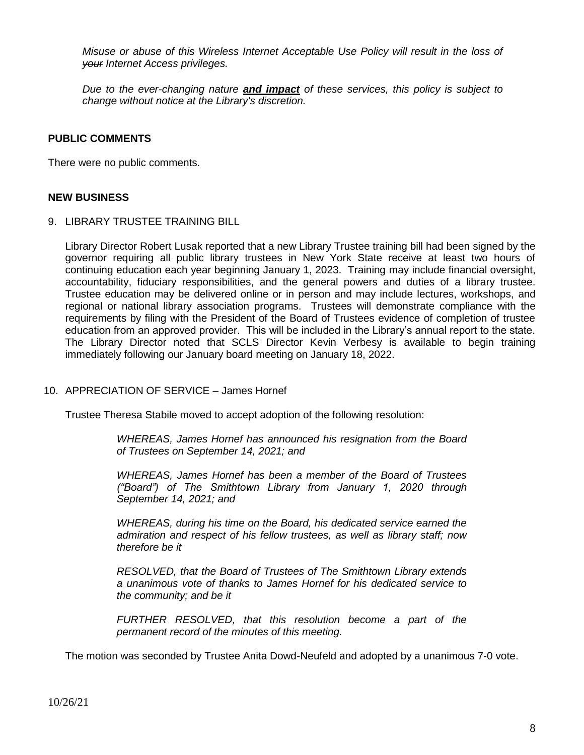*Misuse or abuse of this Wireless Internet Acceptable Use Policy will result in the loss of ~~your~~ Internet Access privileges.*

*Due to the ever-changing nature **and impact** of these services, this policy is subject to change without notice at the Library's discretion.*

**PUBLIC COMMENTS**

There were no public comments.

**NEW BUSINESS**

9. LIBRARY TRUSTEE TRAINING BILL

Library Director Robert Lusak reported that a new Library Trustee training bill had been signed by the governor requiring all public library trustees in New York State receive at least two hours of continuing education each year beginning January 1, 2023. Training may include financial oversight, accountability, fiduciary responsibilities, and the general powers and duties of a library trustee. Trustee education may be delivered online or in person and may include lectures, workshops, and regional or national library association programs. Trustees will demonstrate compliance with the requirements by filing with the President of the Board of Trustees evidence of completion of trustee education from an approved provider. This will be included in the Library's annual report to the state. The Library Director noted that SCLS Director Kevin Verbesy is available to begin training immediately following our January board meeting on January 18, 2022.

10. APPRECIATION OF SERVICE – James Hornef

Trustee Theresa Stabile moved to accept adoption of the following resolution:

> *WHEREAS, James Hornef has announced his resignation from the Board of Trustees on September 14, 2021; and*
>
> *WHEREAS, James Hornef has been a member of the Board of Trustees ("Board") of The Smithtown Library from January 1, 2020 through September 14, 2021; and*
>
> *WHEREAS, during his time on the Board, his dedicated service earned the admiration and respect of his fellow trustees, as well as library staff; now therefore be it*
>
> *RESOLVED, that the Board of Trustees of The Smithtown Library extends a unanimous vote of thanks to James Hornef for his dedicated service to the community; and be it*
>
> *FURTHER RESOLVED, that this resolution become a part of the permanent record of the minutes of this meeting.*

The motion was seconded by Trustee Anita Dowd-Neufeld and adopted by a unanimous 7-0 vote.

10/26/21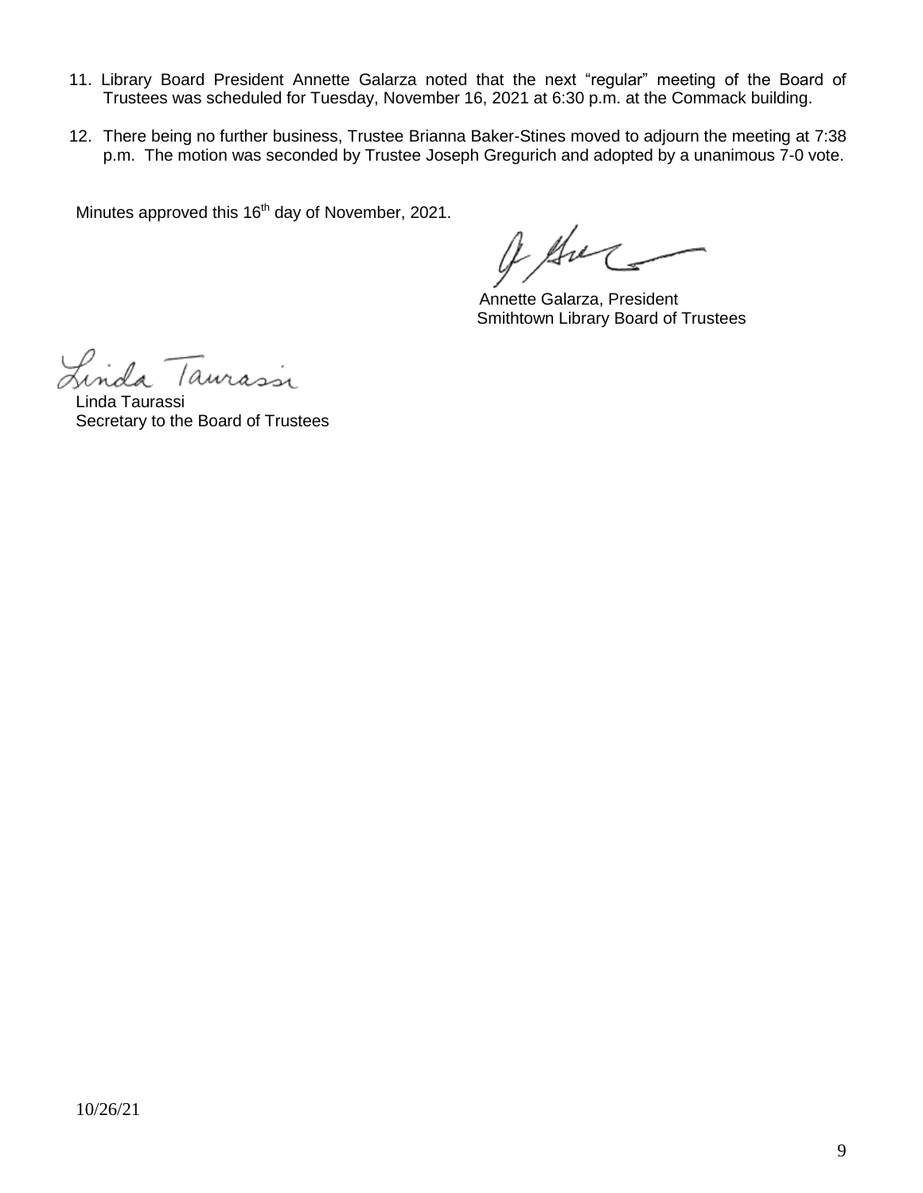11. Library Board President Annette Galarza noted that the next "regular" meeting of the Board of Trustees was scheduled for Tuesday, November 16, 2021 at 6:30 p.m. at the Commack building.

12. There being no further business, Trustee Brianna Baker-Stines moved to adjourn the meeting at 7:38 p.m. The motion was seconded by Trustee Joseph Gregurich and adopted by a unanimous 7-0 vote.

Minutes approved this 16th day of November, 2021.

Annette Galarza, President
Smithtown Library Board of Trustees

Linda Taurassi
Secretary to the Board of Trustees

10/26/21